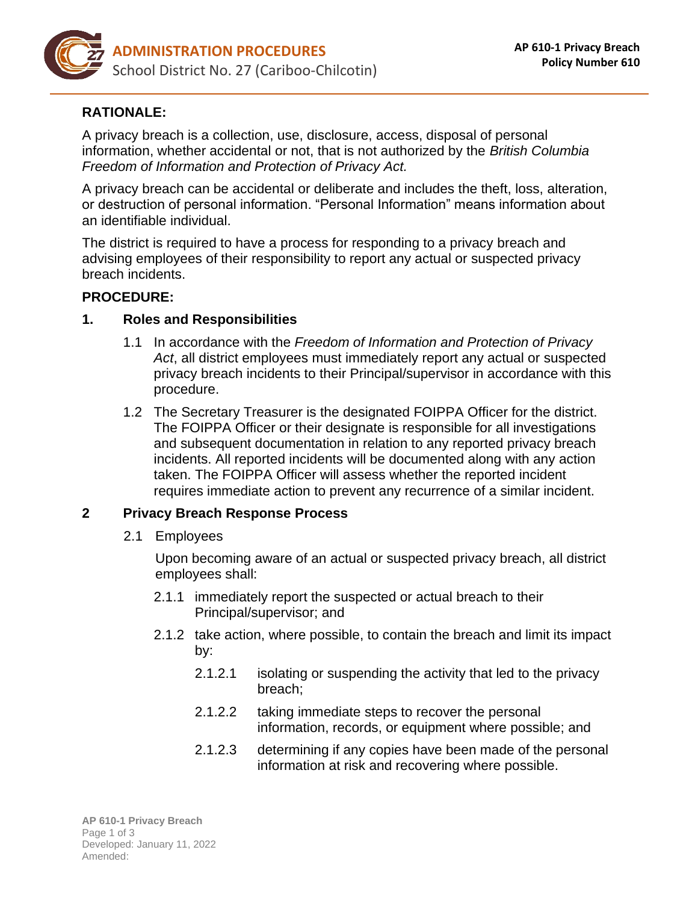# ADMINISTRATION PROCEDURES

School District No. 27 (Cariboo-Chilcotin)

**AP 610-1 Privacy Breach**
**Policy Number 610**

## RATIONALE:

A privacy breach is a collection, use, disclosure, access, disposal of personal information, whether accidental or not, that is not authorized by the *British Columbia Freedom of Information and Protection of Privacy Act.*

A privacy breach can be accidental or deliberate and includes the theft, loss, alteration, or destruction of personal information. "Personal Information" means information about an identifiable individual.

The district is required to have a process for responding to a privacy breach and advising employees of their responsibility to report any actual or suspected privacy breach incidents.

## PROCEDURE:

### 1. Roles and Responsibilities

1.1 In accordance with the *Freedom of Information and Protection of Privacy Act*, all district employees must immediately report any actual or suspected privacy breach incidents to their Principal/supervisor in accordance with this procedure.

1.2 The Secretary Treasurer is the designated FOIPPA Officer for the district. The FOIPPA Officer or their designate is responsible for all investigations and subsequent documentation in relation to any reported privacy breach incidents. All reported incidents will be documented along with any action taken. The FOIPPA Officer will assess whether the reported incident requires immediate action to prevent any recurrence of a similar incident.

### 2 Privacy Breach Response Process

2.1 Employees

Upon becoming aware of an actual or suspected privacy breach, all district employees shall:

2.1.1 immediately report the suspected or actual breach to their Principal/supervisor; and

2.1.2 take action, where possible, to contain the breach and limit its impact by:

2.1.2.1 isolating or suspending the activity that led to the privacy breach;

2.1.2.2 taking immediate steps to recover the personal information, records, or equipment where possible; and

2.1.2.3 determining if any copies have been made of the personal information at risk and recovering where possible.

AP 610-1 Privacy Breach
Developed: January 11, 2022
Amended: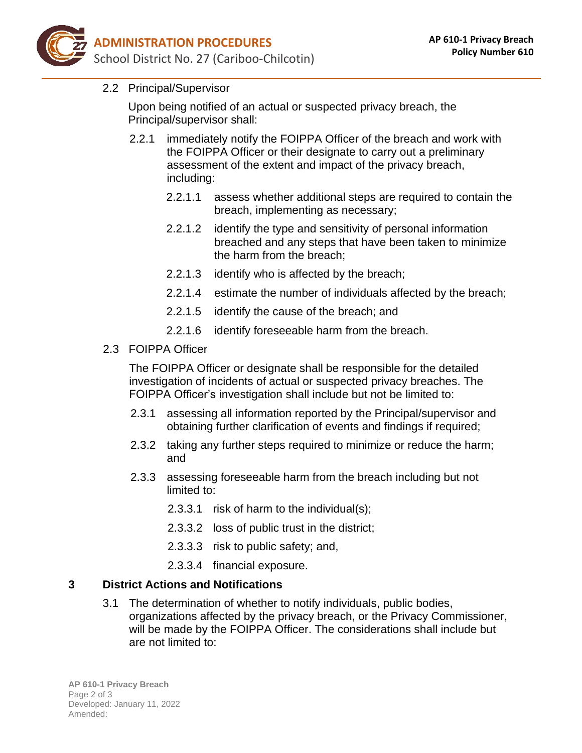2.2 Principal/Supervisor

Upon being notified of an actual or suspected privacy breach, the Principal/supervisor shall:

2.2.1 immediately notify the FOIPPA Officer of the breach and work with the FOIPPA Officer or their designate to carry out a preliminary assessment of the extent and impact of the privacy breach, including:

2.2.1.1 assess whether additional steps are required to contain the breach, implementing as necessary;

2.2.1.2 identify the type and sensitivity of personal information breached and any steps that have been taken to minimize the harm from the breach;

2.2.1.3 identify who is affected by the breach;

2.2.1.4 estimate the number of individuals affected by the breach;

2.2.1.5 identify the cause of the breach; and

2.2.1.6 identify foreseeable harm from the breach.

2.3 FOIPPA Officer

The FOIPPA Officer or designate shall be responsible for the detailed investigation of incidents of actual or suspected privacy breaches. The FOIPPA Officer's investigation shall include but not be limited to:

2.3.1 assessing all information reported by the Principal/supervisor and obtaining further clarification of events and findings if required;

2.3.2 taking any further steps required to minimize or reduce the harm; and

2.3.3 assessing foreseeable harm from the breach including but not limited to:

2.3.3.1 risk of harm to the individual(s);

2.3.3.2 loss of public trust in the district;

2.3.3.3 risk to public safety; and,

2.3.3.4 financial exposure.

## 3 District Actions and Notifications

3.1 The determination of whether to notify individuals, public bodies, organizations affected by the privacy breach, or the Privacy Commissioner, will be made by the FOIPPA Officer. The considerations shall include but are not limited to: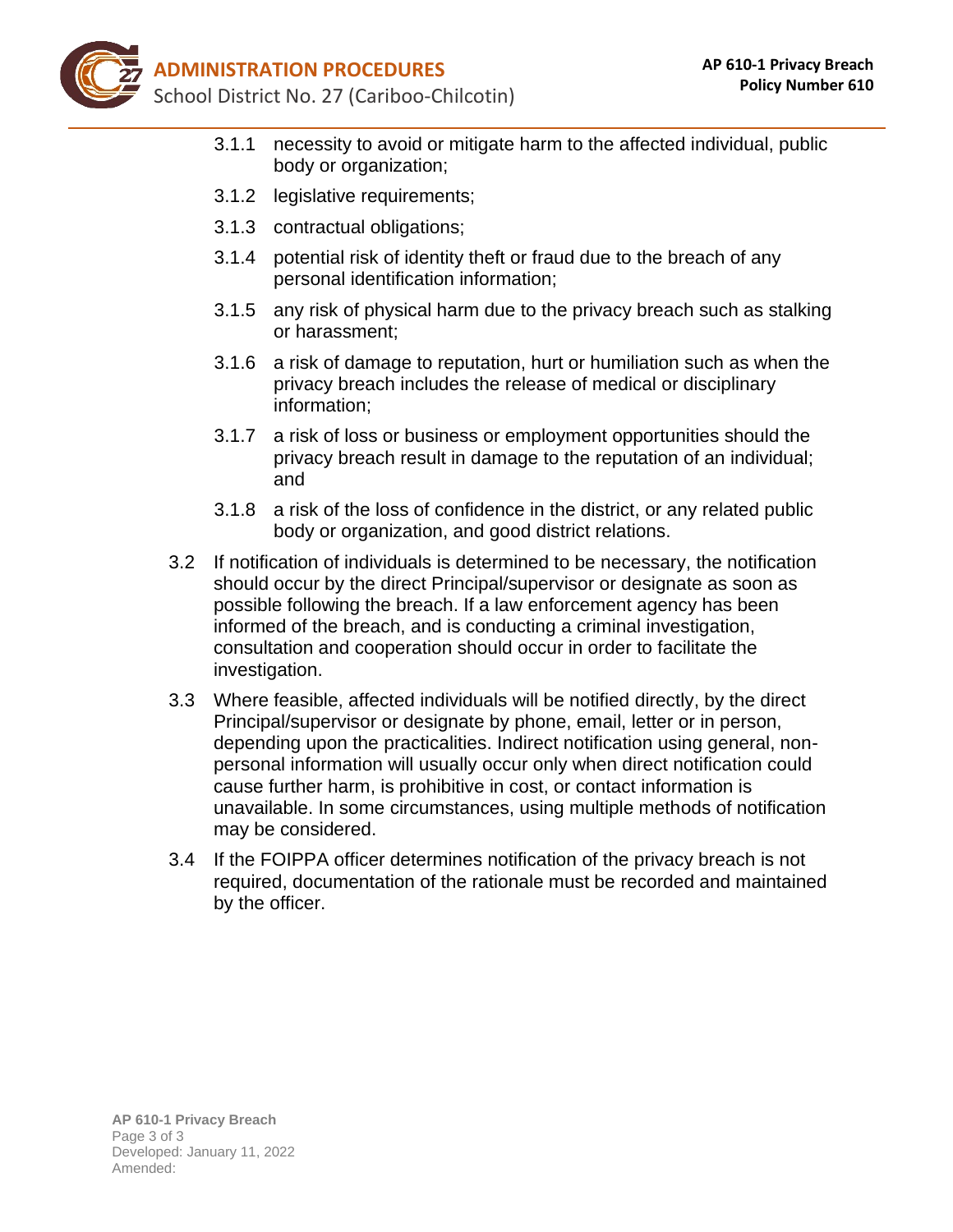3.1.1 necessity to avoid or mitigate harm to the affected individual, public body or organization;

3.1.2 legislative requirements;

3.1.3 contractual obligations;

3.1.4 potential risk of identity theft or fraud due to the breach of any personal identification information;

3.1.5 any risk of physical harm due to the privacy breach such as stalking or harassment;

3.1.6 a risk of damage to reputation, hurt or humiliation such as when the privacy breach includes the release of medical or disciplinary information;

3.1.7 a risk of loss or business or employment opportunities should the privacy breach result in damage to the reputation of an individual; and

3.1.8 a risk of the loss of confidence in the district, or any related public body or organization, and good district relations.

3.2 If notification of individuals is determined to be necessary, the notification should occur by the direct Principal/supervisor or designate as soon as possible following the breach. If a law enforcement agency has been informed of the breach, and is conducting a criminal investigation, consultation and cooperation should occur in order to facilitate the investigation.

3.3 Where feasible, affected individuals will be notified directly, by the direct Principal/supervisor or designate by phone, email, letter or in person, depending upon the practicalities. Indirect notification using general, non-personal information will usually occur only when direct notification could cause further harm, is prohibitive in cost, or contact information is unavailable. In some circumstances, using multiple methods of notification may be considered.

3.4 If the FOIPPA officer determines notification of the privacy breach is not required, documentation of the rationale must be recorded and maintained by the officer.